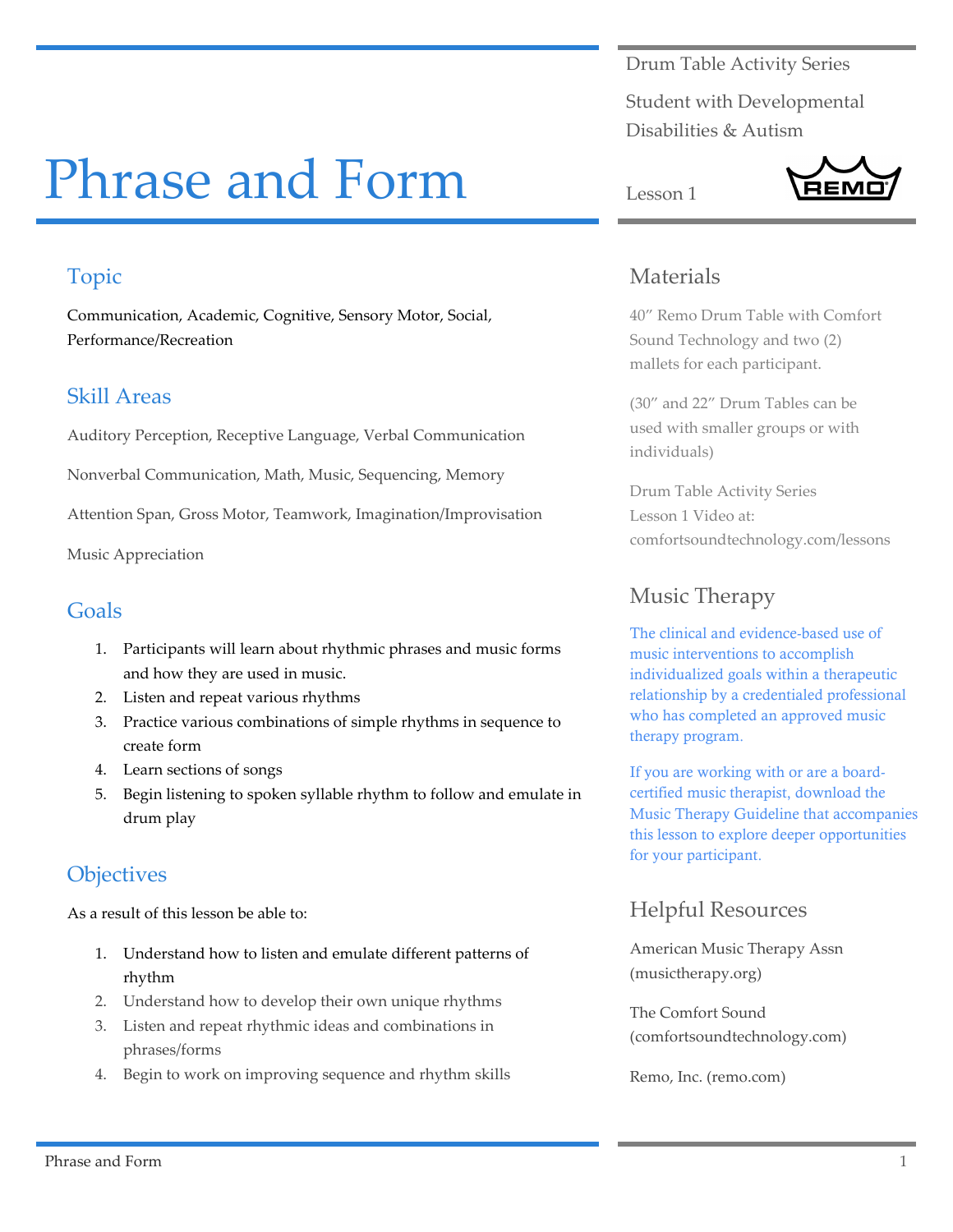# Phrase and Form

Drum Table Activity Series

Student with Developmental Disabilities & Autism

Lesson 1

## Topic

Communication, Academic, Cognitive, Sensory Motor, Social, Performance/Recreation

## Skill Areas

Auditory Perception, Receptive Language, Verbal Communication

Nonverbal Communication, Math, Music, Sequencing, Memory

Attention Span, Gross Motor, Teamwork, Imagination/Improvisation

Music Appreciation

## Goals

1. Participants will learn about rhythmic phrases and music forms and how they are used in music.
2. Listen and repeat various rhythms
3. Practice various combinations of simple rhythms in sequence to create form
4. Learn sections of songs
5. Begin listening to spoken syllable rhythm to follow and emulate in drum play

## Objectives

As a result of this lesson be able to:

1. Understand how to listen and emulate different patterns of rhythm
2. Understand how to develop their own unique rhythms
3. Listen and repeat rhythmic ideas and combinations in phrases/forms
4. Begin to work on improving sequence and rhythm skills

## Materials

40″ Remo Drum Table with Comfort Sound Technology and two (2) mallets for each participant.

(30″ and 22″ Drum Tables can be used with smaller groups or with individuals)

Drum Table Activity Series Lesson 1 Video at: comfortsoundtechnology.com/lessons

## Music Therapy

The clinical and evidence-based use of music interventions to accomplish individualized goals within a therapeutic relationship by a credentialed professional who has completed an approved music therapy program.

If you are working with or are a board-certified music therapist, download the Music Therapy Guideline that accompanies this lesson to explore deeper opportunities for your participant.

## Helpful Resources

American Music Therapy Assn (musictherapy.org)

The Comfort Sound (comfortsoundtechnology.com)

Remo, Inc. (remo.com)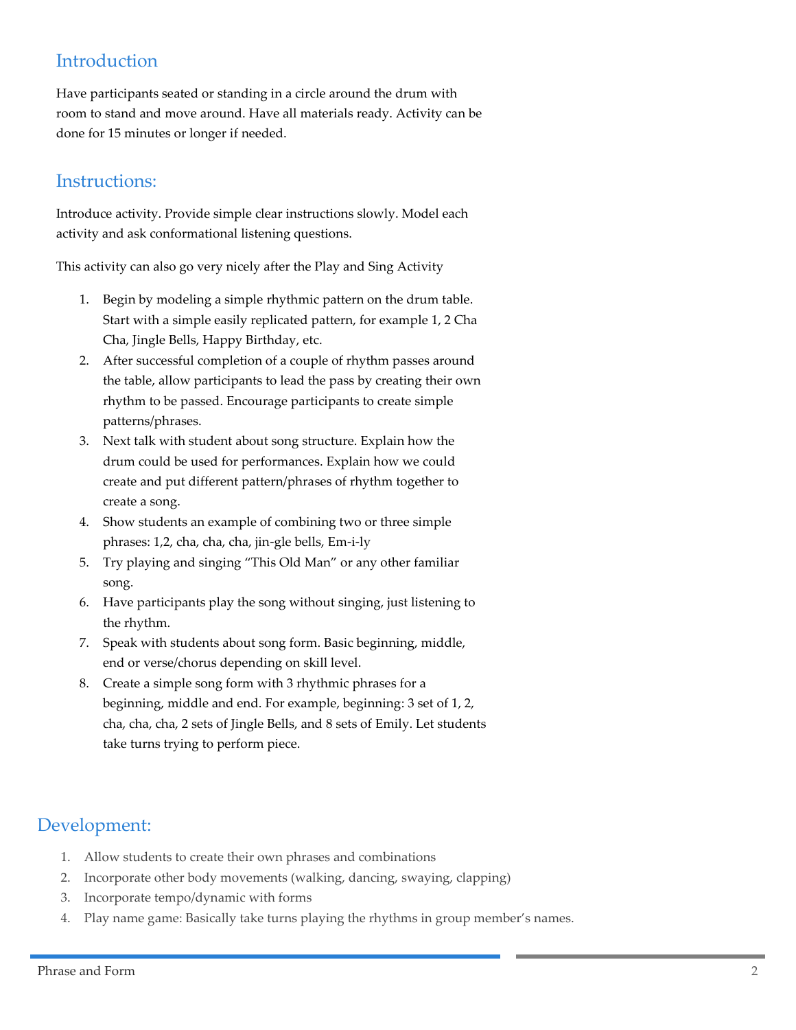## Introduction

Have participants seated or standing in a circle around the drum with room to stand and move around. Have all materials ready. Activity can be done for 15 minutes or longer if needed.

## Instructions:

Introduce activity. Provide simple clear instructions slowly. Model each activity and ask conformational listening questions.

This activity can also go very nicely after the Play and Sing Activity

1. Begin by modeling a simple rhythmic pattern on the drum table. Start with a simple easily replicated pattern, for example 1, 2 Cha Cha, Jingle Bells, Happy Birthday, etc.
2. After successful completion of a couple of rhythm passes around the table, allow participants to lead the pass by creating their own rhythm to be passed. Encourage participants to create simple patterns/phrases.
3. Next talk with student about song structure. Explain how the drum could be used for performances. Explain how we could create and put different pattern/phrases of rhythm together to create a song.
4. Show students an example of combining two or three simple phrases: 1,2, cha, cha, cha, jin-gle bells, Em-i-ly
5. Try playing and singing "This Old Man" or any other familiar song.
6. Have participants play the song without singing, just listening to the rhythm.
7. Speak with students about song form. Basic beginning, middle, end or verse/chorus depending on skill level.
8. Create a simple song form with 3 rhythmic phrases for a beginning, middle and end. For example, beginning: 3 set of 1, 2, cha, cha, cha, 2 sets of Jingle Bells, and 8 sets of Emily. Let students take turns trying to perform piece.

## Development:

1. Allow students to create their own phrases and combinations
2. Incorporate other body movements (walking, dancing, swaying, clapping)
3. Incorporate tempo/dynamic with forms
4. Play name game: Basically take turns playing the rhythms in group member's names.